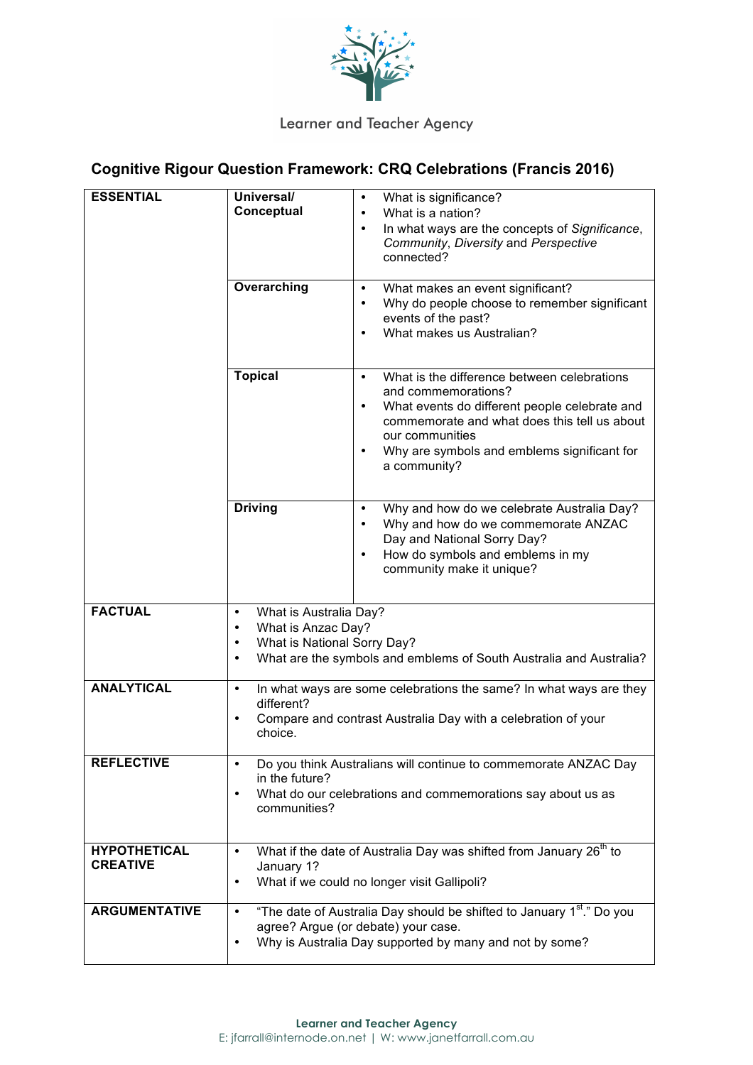Learner and Teacher Agency

# Cognitive Rigour Question Framework: CRQ Celebrations (Francis 2016)

| | | |
|---|---|---|
| **ESSENTIAL** | **Universal/ Conceptual** | • What is significance?<br>• What is a nation?<br>• In what ways are the concepts of *Significance*, *Community*, *Diversity* and *Perspective* connected? |
| | **Overarching** | • What makes an event significant?<br>• Why do people choose to remember significant events of the past?<br>• What makes us Australian? |
| | **Topical** | • What is the difference between celebrations and commemorations?<br>• What events do different people celebrate and commemorate and what does this tell us about our communities<br>• Why are symbols and emblems significant for a community? |
| | **Driving** | • Why and how do we celebrate Australia Day?<br>• Why and how do we commemorate ANZAC Day and National Sorry Day?<br>• How do symbols and emblems in my community make it unique? |
| **FACTUAL** | • What is Australia Day?<br>• What is Anzac Day?<br>• What is National Sorry Day?<br>• What are the symbols and emblems of South Australia and Australia? | |
| **ANALYTICAL** | • In what ways are some celebrations the same? In what ways are they different?<br>• Compare and contrast Australia Day with a celebration of your choice. | |
| **REFLECTIVE** | • Do you think Australians will continue to commemorate ANZAC Day in the future?<br>• What do our celebrations and commemorations say about us as communities? | |
| **HYPOTHETICAL CREATIVE** | • What if the date of Australia Day was shifted from January 26th to January 1?<br>• What if we could no longer visit Gallipoli? | |
| **ARGUMENTATIVE** | • "The date of Australia Day should be shifted to January 1st." Do you agree? Argue (or debate) your case.<br>• Why is Australia Day supported by many and not by some? | |

**Learner and Teacher Agency**
E: jfarrall@internode.on.net | W: www.janetfarrall.com.au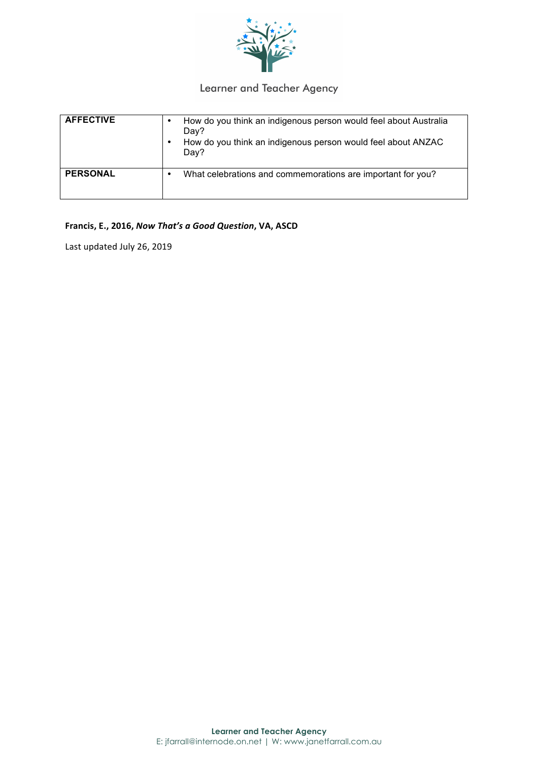| | |
|---|---|
| **AFFECTIVE** | • How do you think an indigenous person would feel about Australia Day?<br>• How do you think an indigenous person would feel about ANZAC Day? |
| **PERSONAL** | • What celebrations and commemorations are important for you? |

**Francis, E., 2016, *Now That's a Good Question*, VA, ASCD**

Last updated July 26, 2019